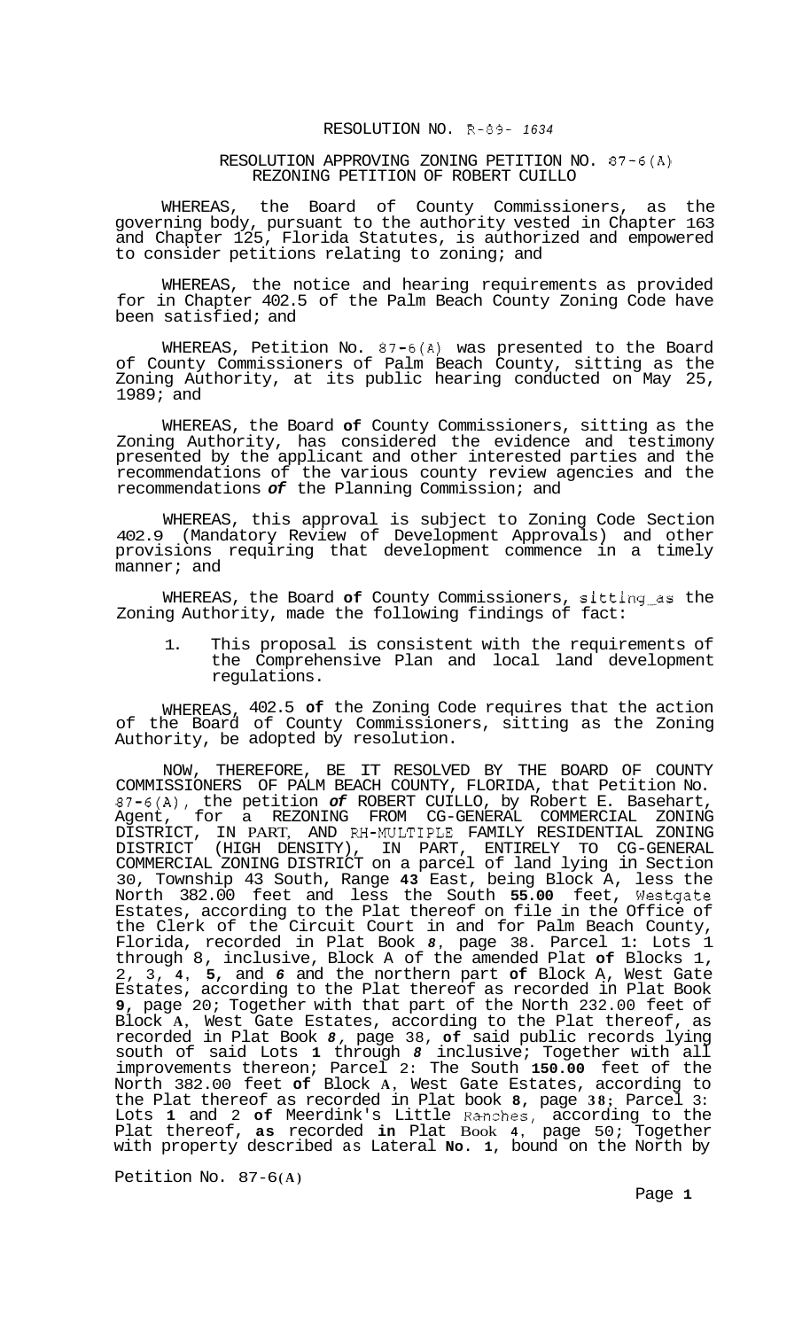# RESOLUTION NO. R-89- *1634*

## RESOLUTION APPROVING ZONING PETITION NO. 87-6(A) REZONING PETITION OF ROBERT CUILLO

WHEREAS, the Board of County Commissioners, as the governing body, pursuant to the authority vested in Chapter 163 and Chapter 125, Florida Statutes, is authorized and empowered to consider petitions relating to zoning; and

WHEREAS, the notice and hearing requirements as provided for in Chapter 402.5 of the Palm Beach County Zoning Code have been satisfied; and

WHEREAS, Petition No. 87-6(A) was presented to the Board of County Commissioners of Palm Beach County, sitting as the Zoning Authority, at its public hearing conducted on May 25, 1989; and

WHEREAS, the Board **of** County Commissioners, sitting as the Zoning Authority, has considered the evidence and testimony presented by the applicant and other interested parties and the recommendations of the various county review agencies and the recommendations ***of*** the Planning Commission; and

WHEREAS, this approval is subject to Zoning Code Section 402.9 (Mandatory Review of Development Approvals) and other provisions requiring that development commence in a timely manner; and

WHEREAS, the Board **of** County Commissioners, sitting as the Zoning Authority, made the following findings of fact:

1. This proposal is consistent with the requirements of the Comprehensive Plan and local land development regulations.

WHEREAS, 402.5 **of** the Zoning Code requires that the action of the Board of County Commissioners, sitting as the Zoning Authority, be adopted by resolution.

NOW, THEREFORE, BE IT RESOLVED BY THE BOARD OF COUNTY COMMISSIONERS OF PALM BEACH COUNTY, FLORIDA, that Petition No. 87-6(A), the petition ***of*** ROBERT CUILLO, by Robert E. Basehart, Agent, for a REZONING FROM CG-GENERAL COMMERCIAL ZONING DISTRICT, IN PART, AND RH-MULTIPLE FAMILY RESIDENTIAL ZONING DISTRICT (HIGH DENSITY), IN PART, ENTIRELY TO CG-GENERAL COMMERCIAL ZONING DISTRICT on a parcel of land lying in Section 30, Township 43 South, Range **43** East, being Block A, less the North 382.00 feet and less the South **55.00** feet, Westgate Estates, according to the Plat thereof on file in the Office of the Clerk of the Circuit Court in and for Palm Beach County, Florida, recorded in Plat Book *8*, page 38. Parcel 1: Lots 1 through 8, inclusive, Block A of the amended Plat **of** Blocks 1, 2, 3, **4**, **5**, and *6* and the northern part **of** Block A, West Gate Estates, according to the Plat thereof as recorded in Plat Book **9**, page 20; Together with that part of the North 232.00 feet of Block **A**, West Gate Estates, according to the Plat thereof, as recorded in Plat Book *8*, page 38, **of** said public records lying south of said Lots **1** through *8* inclusive; Together with all improvements thereon; Parcel 2: The South **150.00** feet of the North 382.00 feet **of** Block **A**, West Gate Estates, according to the Plat thereof as recorded in Plat book **8**, page **38**; Parcel 3: Lots **1** and 2 **of** Meerdink's Little Ranches, according to the Plat thereof, **as** recorded **in** Plat Book **4**, page 50; Together with property described as Lateral **No. 1**, bound on the North by

Petition No. 87-6(**A**)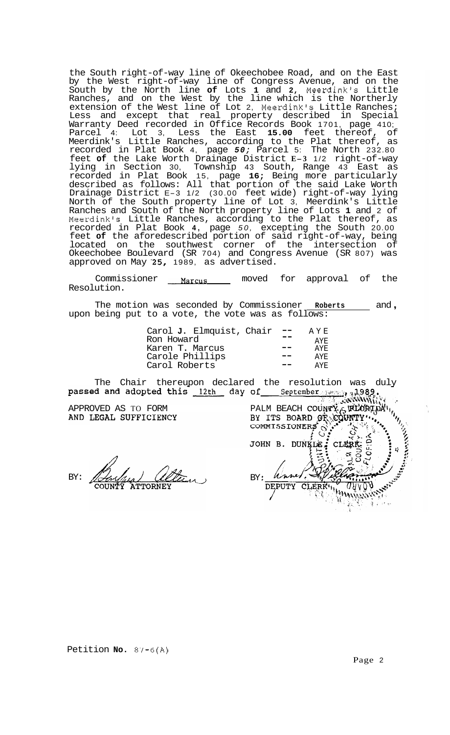the South right-of-way line of Okeechobee Road, and on the East by the West right-of-way line of Congress Avenue, and on the South by the North line **of** Lots **1** and **2**, Meerdink's Little Ranches, and on the West by the line which is the Northerly extension of the West line of Lot 2, Meerdink's Little Ranches; Less and except that real property described in Special Warranty Deed recorded in Office Records Book 1701, page 410; Parcel 4: Lot 3, Less the East **15.00** feet thereof, of Meerdink's Little Ranches, according to the Plat thereof, as recorded in Plat Book 4, page ***50;*** Parcel 5: The North 232.80 feet **of** the Lake Worth Drainage District **E-3** 1/2 right-of-way lying in Section 30, Township 43 South, Range 43 East as recorded in Plat Book 15, page **16;** Being more particularly described as follows: All that portion of the said Lake Worth Drainage District E-3 1/2 (30.00 feet wide) right-of-way lying North of the South property line of Lot 3, Meerdink's Little Ranches and South of the North property line of Lots **1** and 2 of Meerdink's Little Ranches, according to the Plat thereof, as recorded in Plat Book **4**, page *50*, excepting the South 20.00 feet **of** the aforedescribed portion of said right-of-way, being located on the southwest corner of the intersection of Okeechobee Boulevard (SR 704) and Congress Avenue (SR 807) was approved on May **25**, 1989, as advertised.

Commissioner Marcus moved for approval of the Resolution.

The motion was seconded by Commissioner **Roberts** and, upon being put to a vote, the vote was as follows:

| | | |
|---|---|---|
| Carol **J.** Elmquist, Chair | -- | AYE |
| Ron Howard | -- | AYE |
| Karen T. Marcus | -- | AYE |
| Carole Phillips | -- | AYE |
| Carol Roberts | -- | AYE |

The Chair thereupon declared the resolution was duly **passed and adopted this** 12th day of September, 1989.

APPROVED AS TO FORM
AND LEGAL SUFFICIENCY

BY: COUNTY ATTORNEY

PALM BEACH COUNTY, FLORIDA
BY ITS BOARD OF COUNTY COMMISSIONERS

JOHN B. DUNKLE, CLERK

BY: DEPUTY CLERK

Petition **No.** 87-6(A)